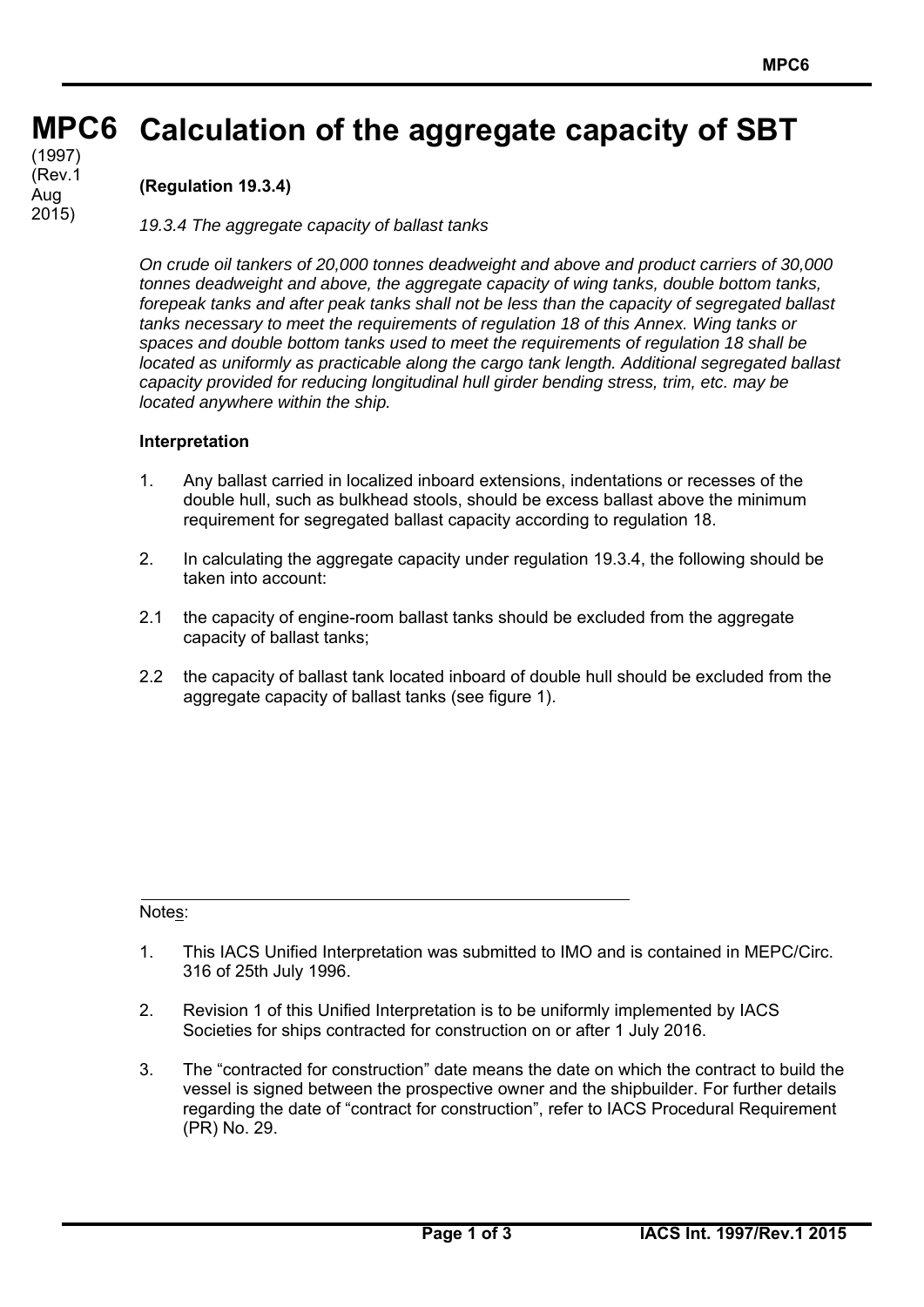# MPC6 Calculation of the aggregate capacity of SBT

(1997)
(Rev.1 Aug 2015)

**(Regulation 19.3.4)**

*19.3.4 The aggregate capacity of ballast tanks*

*On crude oil tankers of 20,000 tonnes deadweight and above and product carriers of 30,000 tonnes deadweight and above, the aggregate capacity of wing tanks, double bottom tanks, forepeak tanks and after peak tanks shall not be less than the capacity of segregated ballast tanks necessary to meet the requirements of regulation 18 of this Annex. Wing tanks or spaces and double bottom tanks used to meet the requirements of regulation 18 shall be located as uniformly as practicable along the cargo tank length. Additional segregated ballast capacity provided for reducing longitudinal hull girder bending stress, trim, etc. may be located anywhere within the ship.*

**Interpretation**

1. Any ballast carried in localized inboard extensions, indentations or recesses of the double hull, such as bulkhead stools, should be excess ballast above the minimum requirement for segregated ballast capacity according to regulation 18.

2. In calculating the aggregate capacity under regulation 19.3.4, the following should be taken into account:

2.1 the capacity of engine-room ballast tanks should be excluded from the aggregate capacity of ballast tanks;

2.2 the capacity of ballast tank located inboard of double hull should be excluded from the aggregate capacity of ballast tanks (see figure 1).

---

Notes:

1. This IACS Unified Interpretation was submitted to IMO and is contained in MEPC/Circ. 316 of 25th July 1996.

2. Revision 1 of this Unified Interpretation is to be uniformly implemented by IACS Societies for ships contracted for construction on or after 1 July 2016.

3. The "contracted for construction" date means the date on which the contract to build the vessel is signed between the prospective owner and the shipbuilder. For further details regarding the date of "contract for construction", refer to IACS Procedural Requirement (PR) No. 29.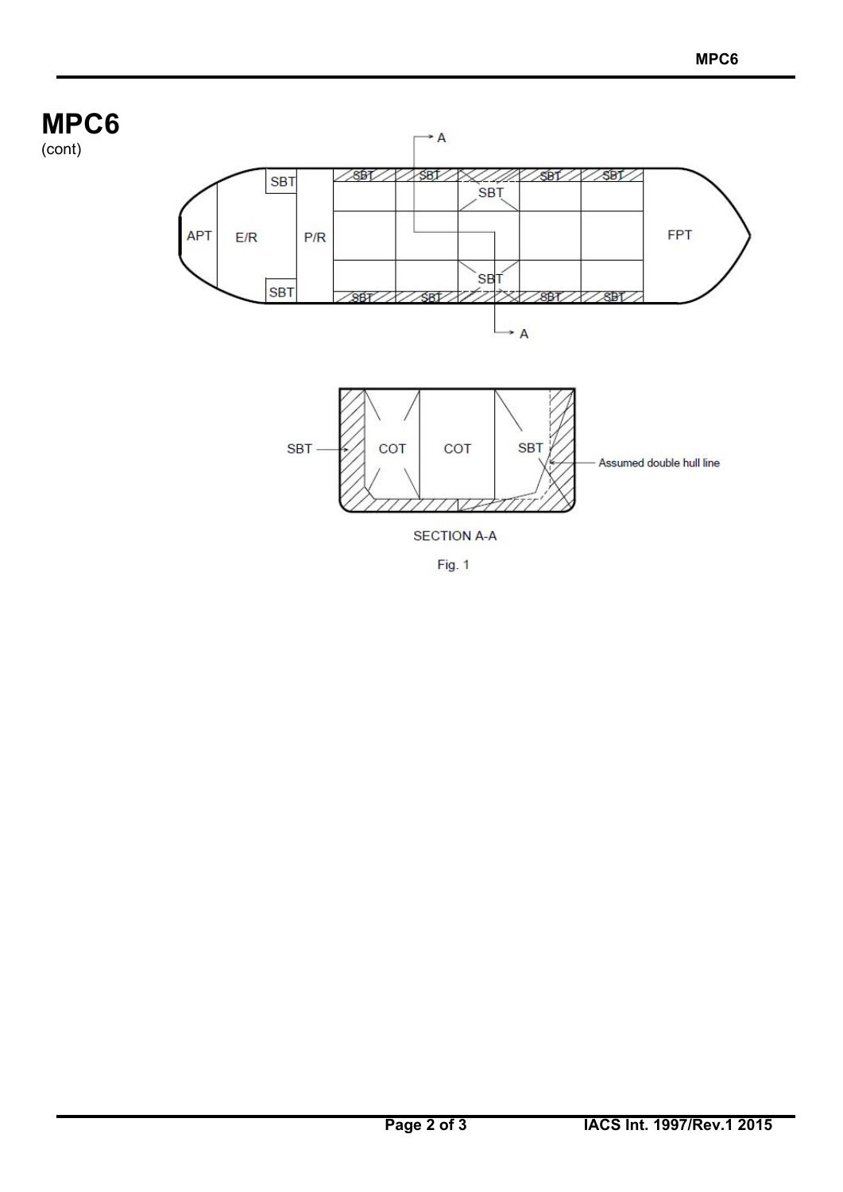# MPC6

(cont)

SECTION A-A

Fig. 1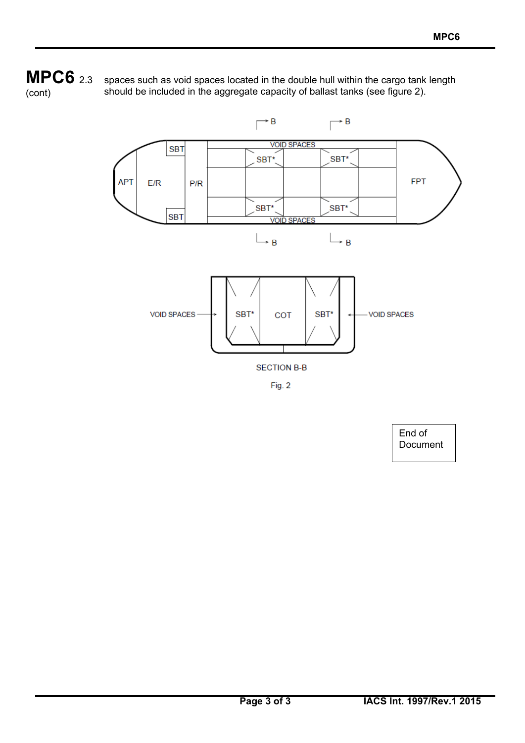**MPC6** (cont)

2.3 spaces such as void spaces located in the double hull within the cargo tank length should be included in the aggregate capacity of ballast tanks (see figure 2).

B B
VOID SPACES
SBT
SBT*
SBT*
APT
E/R
P/R
FPT
SBT*
SBT*
SBT
VOID SPACES
B B

VOID SPACES
SBT*
COT
SBT*
VOID SPACES

SECTION B-B

Fig. 2

End of Document